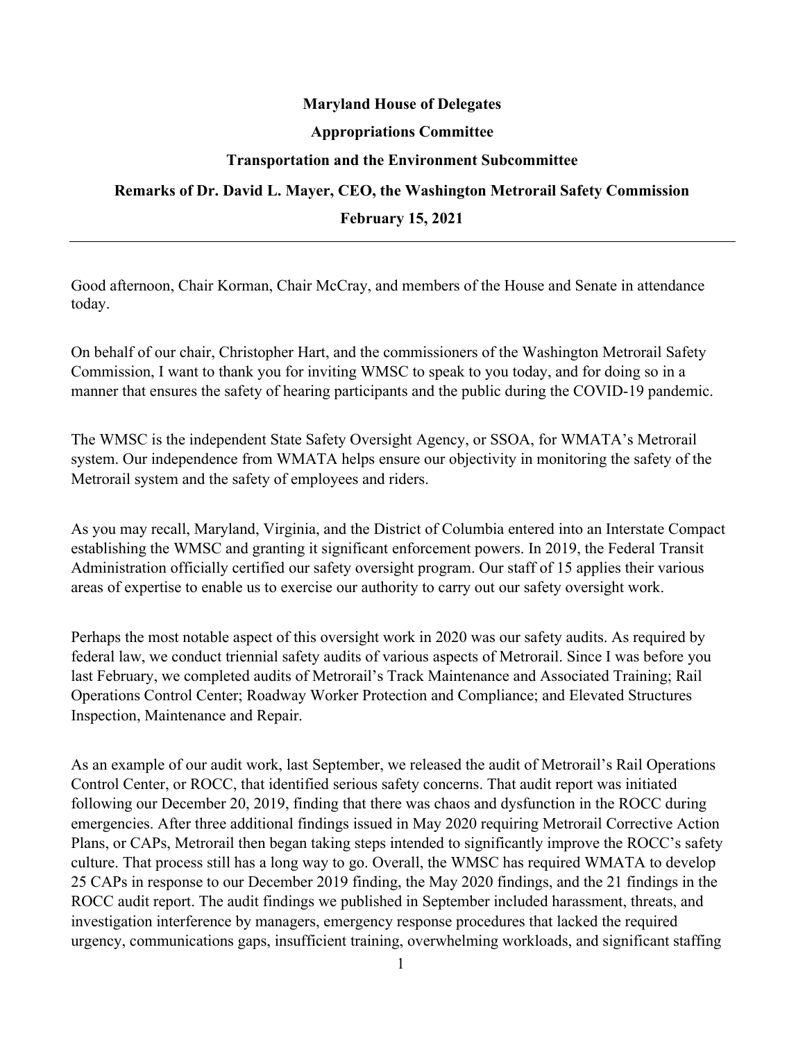**Maryland House of Delegates**

**Appropriations Committee**

**Transportation and the Environment Subcommittee**

**Remarks of Dr. David L. Mayer, CEO, the Washington Metrorail Safety Commission**

**February 15, 2021**

---

Good afternoon, Chair Korman, Chair McCray, and members of the House and Senate in attendance today.

On behalf of our chair, Christopher Hart, and the commissioners of the Washington Metrorail Safety Commission, I want to thank you for inviting WMSC to speak to you today, and for doing so in a manner that ensures the safety of hearing participants and the public during the COVID-19 pandemic.

The WMSC is the independent State Safety Oversight Agency, or SSOA, for WMATA's Metrorail system. Our independence from WMATA helps ensure our objectivity in monitoring the safety of the Metrorail system and the safety of employees and riders.

As you may recall, Maryland, Virginia, and the District of Columbia entered into an Interstate Compact establishing the WMSC and granting it significant enforcement powers. In 2019, the Federal Transit Administration officially certified our safety oversight program. Our staff of 15 applies their various areas of expertise to enable us to exercise our authority to carry out our safety oversight work.

Perhaps the most notable aspect of this oversight work in 2020 was our safety audits. As required by federal law, we conduct triennial safety audits of various aspects of Metrorail. Since I was before you last February, we completed audits of Metrorail's Track Maintenance and Associated Training; Rail Operations Control Center; Roadway Worker Protection and Compliance; and Elevated Structures Inspection, Maintenance and Repair.

As an example of our audit work, last September, we released the audit of Metrorail's Rail Operations Control Center, or ROCC, that identified serious safety concerns. That audit report was initiated following our December 20, 2019, finding that there was chaos and dysfunction in the ROCC during emergencies. After three additional findings issued in May 2020 requiring Metrorail Corrective Action Plans, or CAPs, Metrorail then began taking steps intended to significantly improve the ROCC's safety culture. That process still has a long way to go. Overall, the WMSC has required WMATA to develop 25 CAPs in response to our December 2019 finding, the May 2020 findings, and the 21 findings in the ROCC audit report. The audit findings we published in September included harassment, threats, and investigation interference by managers, emergency response procedures that lacked the required urgency, communications gaps, insufficient training, overwhelming workloads, and significant staffing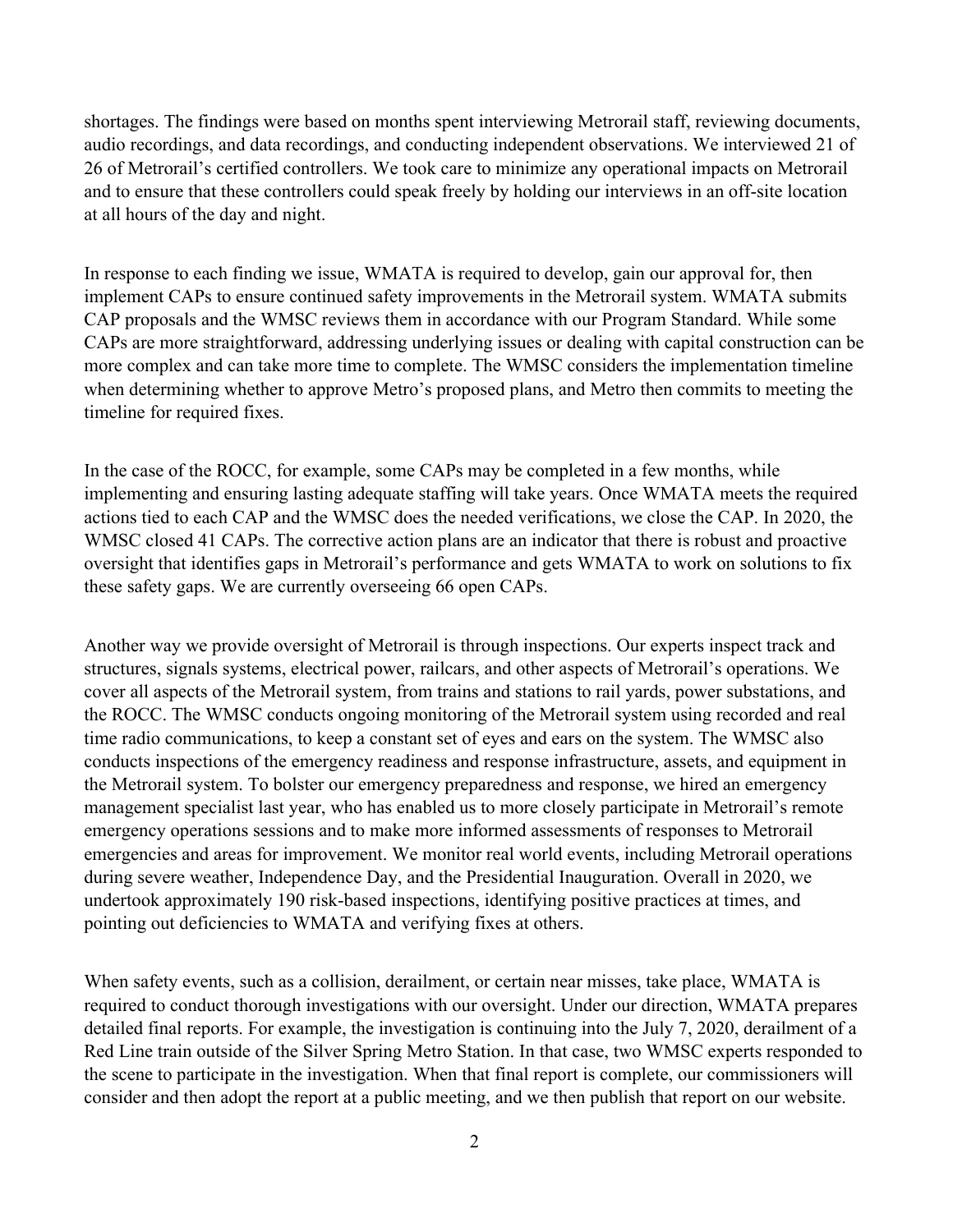shortages. The findings were based on months spent interviewing Metrorail staff, reviewing documents, audio recordings, and data recordings, and conducting independent observations. We interviewed 21 of 26 of Metrorail's certified controllers. We took care to minimize any operational impacts on Metrorail and to ensure that these controllers could speak freely by holding our interviews in an off-site location at all hours of the day and night.

In response to each finding we issue, WMATA is required to develop, gain our approval for, then implement CAPs to ensure continued safety improvements in the Metrorail system. WMATA submits CAP proposals and the WMSC reviews them in accordance with our Program Standard. While some CAPs are more straightforward, addressing underlying issues or dealing with capital construction can be more complex and can take more time to complete. The WMSC considers the implementation timeline when determining whether to approve Metro's proposed plans, and Metro then commits to meeting the timeline for required fixes.

In the case of the ROCC, for example, some CAPs may be completed in a few months, while implementing and ensuring lasting adequate staffing will take years. Once WMATA meets the required actions tied to each CAP and the WMSC does the needed verifications, we close the CAP. In 2020, the WMSC closed 41 CAPs. The corrective action plans are an indicator that there is robust and proactive oversight that identifies gaps in Metrorail's performance and gets WMATA to work on solutions to fix these safety gaps. We are currently overseeing 66 open CAPs.

Another way we provide oversight of Metrorail is through inspections. Our experts inspect track and structures, signals systems, electrical power, railcars, and other aspects of Metrorail's operations. We cover all aspects of the Metrorail system, from trains and stations to rail yards, power substations, and the ROCC. The WMSC conducts ongoing monitoring of the Metrorail system using recorded and real time radio communications, to keep a constant set of eyes and ears on the system. The WMSC also conducts inspections of the emergency readiness and response infrastructure, assets, and equipment in the Metrorail system. To bolster our emergency preparedness and response, we hired an emergency management specialist last year, who has enabled us to more closely participate in Metrorail's remote emergency operations sessions and to make more informed assessments of responses to Metrorail emergencies and areas for improvement. We monitor real world events, including Metrorail operations during severe weather, Independence Day, and the Presidential Inauguration. Overall in 2020, we undertook approximately 190 risk-based inspections, identifying positive practices at times, and pointing out deficiencies to WMATA and verifying fixes at others.

When safety events, such as a collision, derailment, or certain near misses, take place, WMATA is required to conduct thorough investigations with our oversight. Under our direction, WMATA prepares detailed final reports. For example, the investigation is continuing into the July 7, 2020, derailment of a Red Line train outside of the Silver Spring Metro Station. In that case, two WMSC experts responded to the scene to participate in the investigation. When that final report is complete, our commissioners will consider and then adopt the report at a public meeting, and we then publish that report on our website.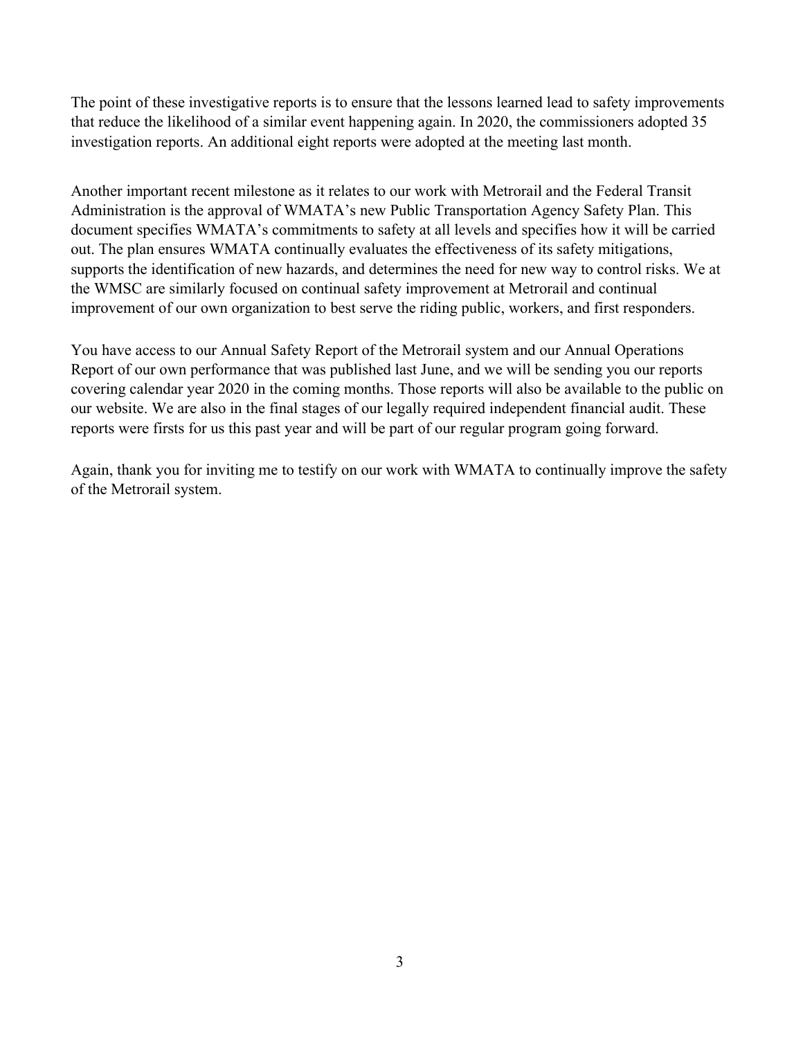The point of these investigative reports is to ensure that the lessons learned lead to safety improvements that reduce the likelihood of a similar event happening again. In 2020, the commissioners adopted 35 investigation reports. An additional eight reports were adopted at the meeting last month.

Another important recent milestone as it relates to our work with Metrorail and the Federal Transit Administration is the approval of WMATA's new Public Transportation Agency Safety Plan. This document specifies WMATA's commitments to safety at all levels and specifies how it will be carried out. The plan ensures WMATA continually evaluates the effectiveness of its safety mitigations, supports the identification of new hazards, and determines the need for new way to control risks. We at the WMSC are similarly focused on continual safety improvement at Metrorail and continual improvement of our own organization to best serve the riding public, workers, and first responders.

You have access to our Annual Safety Report of the Metrorail system and our Annual Operations Report of our own performance that was published last June, and we will be sending you our reports covering calendar year 2020 in the coming months. Those reports will also be available to the public on our website. We are also in the final stages of our legally required independent financial audit. These reports were firsts for us this past year and will be part of our regular program going forward.

Again, thank you for inviting me to testify on our work with WMATA to continually improve the safety of the Metrorail system.